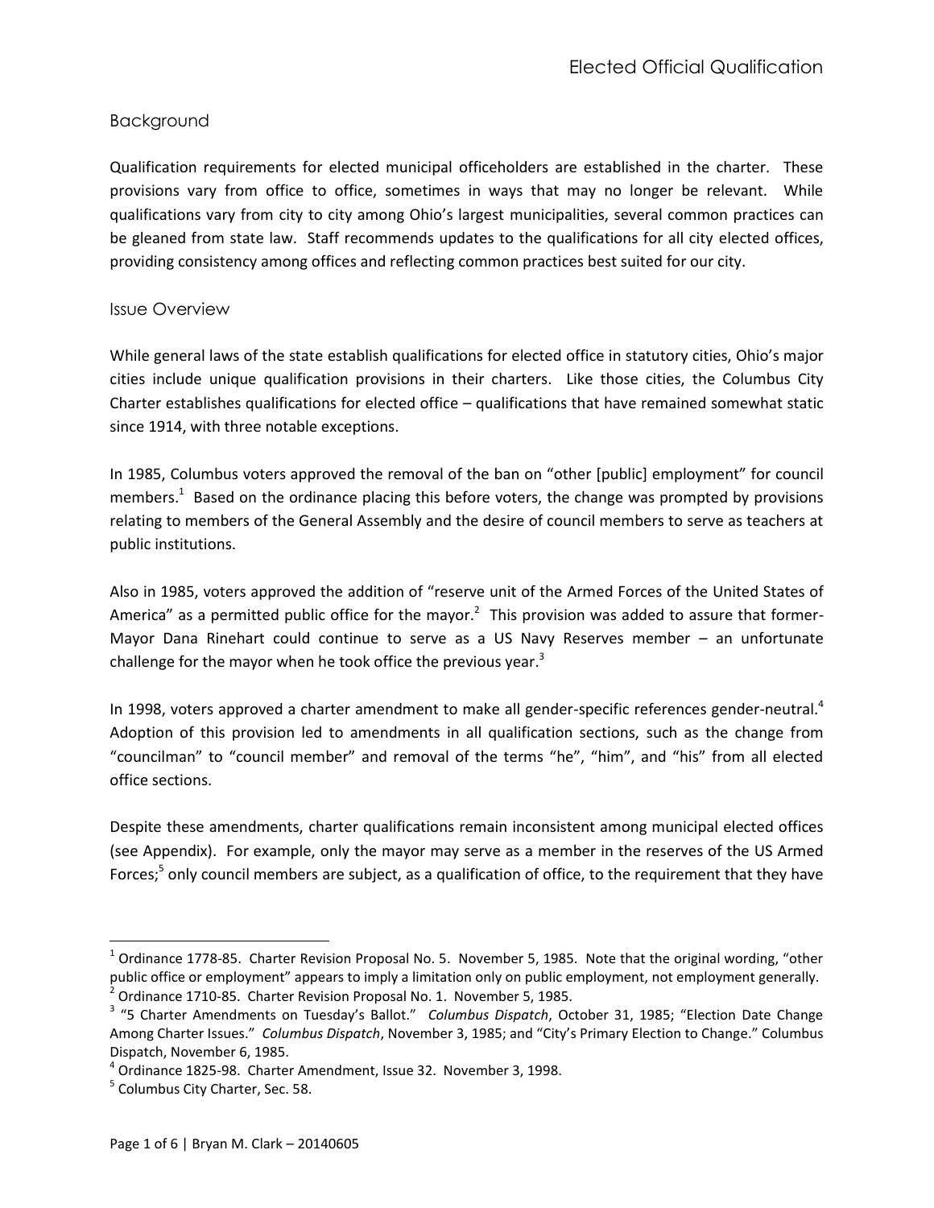## Background

Qualification requirements for elected municipal officeholders are established in the charter. These provisions vary from office to office, sometimes in ways that may no longer be relevant. While qualifications vary from city to city among Ohio's largest municipalities, several common practices can be gleaned from state law. Staff recommends updates to the qualifications for all city elected offices, providing consistency among offices and reflecting common practices best suited for our city.

## Issue Overview

While general laws of the state establish qualifications for elected office in statutory cities, Ohio's major cities include unique qualification provisions in their charters. Like those cities, the Columbus City Charter establishes qualifications for elected office – qualifications that have remained somewhat static since 1914, with three notable exceptions.

In 1985, Columbus voters approved the removal of the ban on "other [public] employment" for council members.[1] Based on the ordinance placing this before voters, the change was prompted by provisions relating to members of the General Assembly and the desire of council members to serve as teachers at public institutions.

Also in 1985, voters approved the addition of "reserve unit of the Armed Forces of the United States of America" as a permitted public office for the mayor.[2] This provision was added to assure that former-Mayor Dana Rinehart could continue to serve as a US Navy Reserves member – an unfortunate challenge for the mayor when he took office the previous year.[3]

In 1998, voters approved a charter amendment to make all gender-specific references gender-neutral.[4] Adoption of this provision led to amendments in all qualification sections, such as the change from "councilman" to "council member" and removal of the terms "he", "him", and "his" from all elected office sections.

Despite these amendments, charter qualifications remain inconsistent among municipal elected offices (see Appendix). For example, only the mayor may serve as a member in the reserves of the US Armed Forces;[5] only council members are subject, as a qualification of office, to the requirement that they have

---

[1] Ordinance 1778-85. Charter Revision Proposal No. 5. November 5, 1985. Note that the original wording, "other public office or employment" appears to imply a limitation only on public employment, not employment generally.

[2] Ordinance 1710-85. Charter Revision Proposal No. 1. November 5, 1985.

[3] "5 Charter Amendments on Tuesday's Ballot." *Columbus Dispatch*, October 31, 1985; "Election Date Change Among Charter Issues." *Columbus Dispatch*, November 3, 1985; and "City's Primary Election to Change." Columbus Dispatch, November 6, 1985.

[4] Ordinance 1825-98. Charter Amendment, Issue 32. November 3, 1998.

[5] Columbus City Charter, Sec. 58.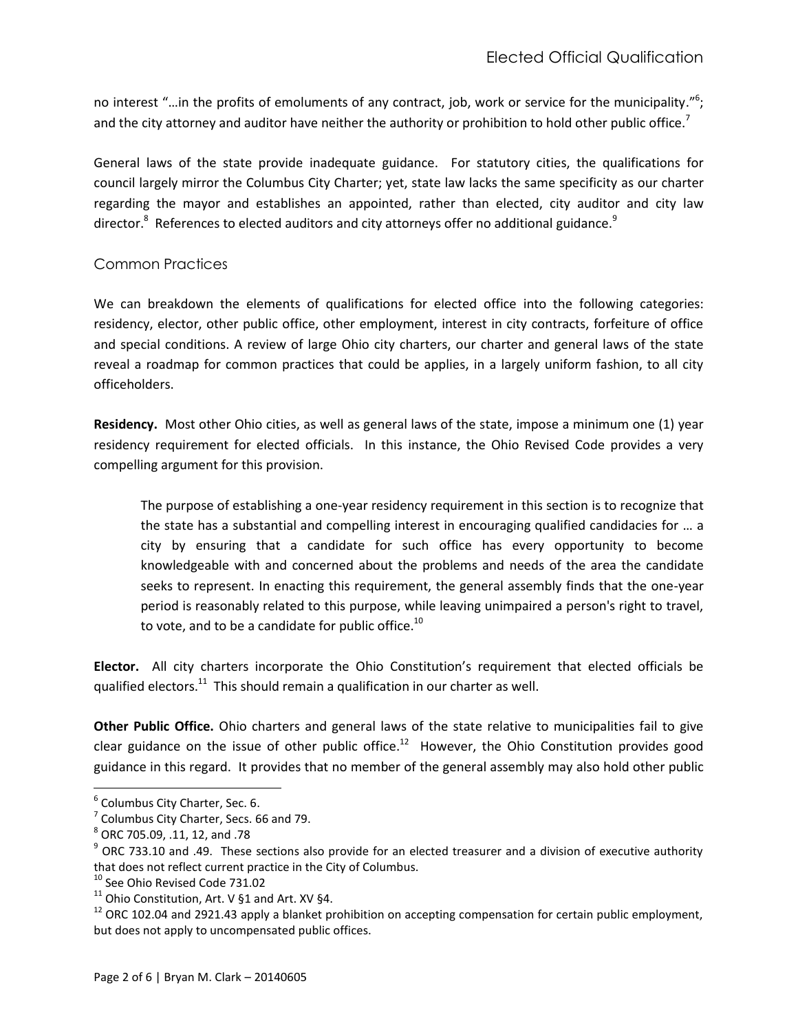no interest "…in the profits of emoluments of any contract, job, work or service for the municipality."[6]; and the city attorney and auditor have neither the authority or prohibition to hold other public office.[7]

General laws of the state provide inadequate guidance. For statutory cities, the qualifications for council largely mirror the Columbus City Charter; yet, state law lacks the same specificity as our charter regarding the mayor and establishes an appointed, rather than elected, city auditor and city law director.[8] References to elected auditors and city attorneys offer no additional guidance.[9]

## Common Practices

We can breakdown the elements of qualifications for elected office into the following categories: residency, elector, other public office, other employment, interest in city contracts, forfeiture of office and special conditions. A review of large Ohio city charters, our charter and general laws of the state reveal a roadmap for common practices that could be applies, in a largely uniform fashion, to all city officeholders.

**Residency.** Most other Ohio cities, as well as general laws of the state, impose a minimum one (1) year residency requirement for elected officials. In this instance, the Ohio Revised Code provides a very compelling argument for this provision.

> The purpose of establishing a one-year residency requirement in this section is to recognize that the state has a substantial and compelling interest in encouraging qualified candidacies for … a city by ensuring that a candidate for such office has every opportunity to become knowledgeable with and concerned about the problems and needs of the area the candidate seeks to represent. In enacting this requirement, the general assembly finds that the one-year period is reasonably related to this purpose, while leaving unimpaired a person's right to travel, to vote, and to be a candidate for public office.[10]

**Elector.** All city charters incorporate the Ohio Constitution's requirement that elected officials be qualified electors.[11] This should remain a qualification in our charter as well.

**Other Public Office.** Ohio charters and general laws of the state relative to municipalities fail to give clear guidance on the issue of other public office.[12] However, the Ohio Constitution provides good guidance in this regard. It provides that no member of the general assembly may also hold other public

---

[6] Columbus City Charter, Sec. 6.

[7] Columbus City Charter, Secs. 66 and 79.

[8] ORC 705.09, .11, 12, and .78

[9] ORC 733.10 and .49. These sections also provide for an elected treasurer and a division of executive authority that does not reflect current practice in the City of Columbus.

[10] See Ohio Revised Code 731.02

[11] Ohio Constitution, Art. V §1 and Art. XV §4.

[12] ORC 102.04 and 2921.43 apply a blanket prohibition on accepting compensation for certain public employment, but does not apply to uncompensated public offices.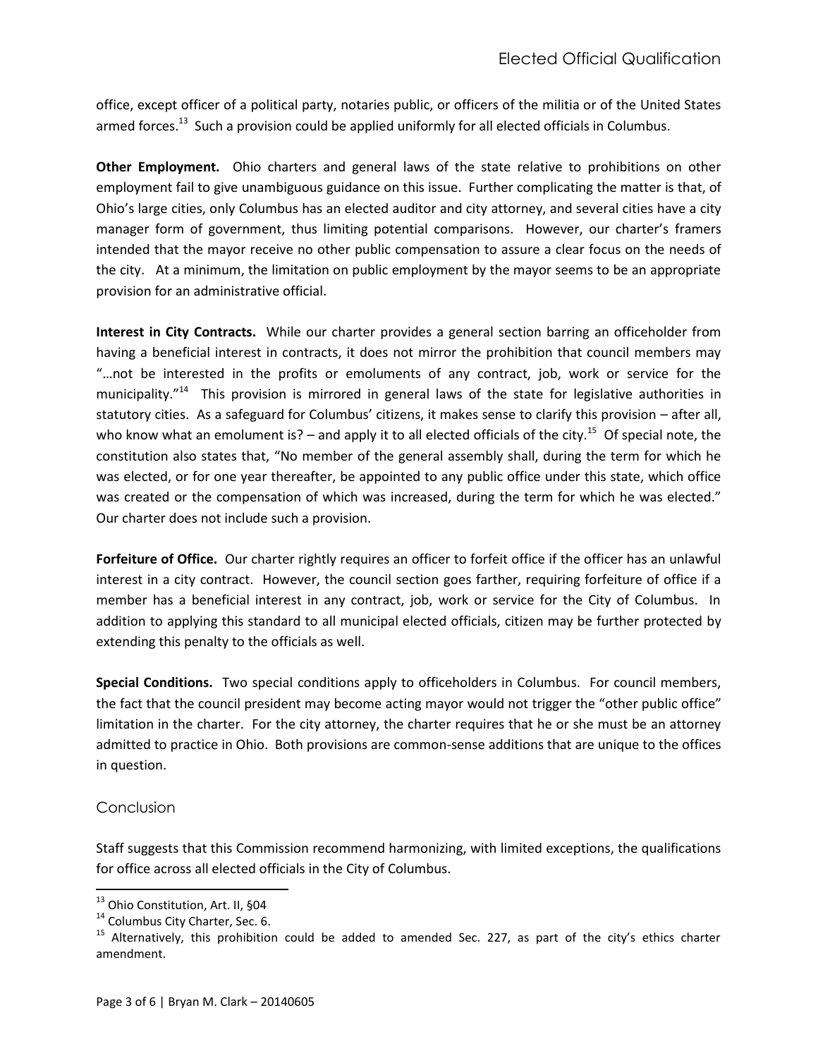office, except officer of a political party, notaries public, or officers of the militia or of the United States armed forces.[13] Such a provision could be applied uniformly for all elected officials in Columbus.

**Other Employment.** Ohio charters and general laws of the state relative to prohibitions on other employment fail to give unambiguous guidance on this issue. Further complicating the matter is that, of Ohio's large cities, only Columbus has an elected auditor and city attorney, and several cities have a city manager form of government, thus limiting potential comparisons. However, our charter's framers intended that the mayor receive no other public compensation to assure a clear focus on the needs of the city. At a minimum, the limitation on public employment by the mayor seems to be an appropriate provision for an administrative official.

**Interest in City Contracts.** While our charter provides a general section barring an officeholder from having a beneficial interest in contracts, it does not mirror the prohibition that council members may "…not be interested in the profits or emoluments of any contract, job, work or service for the municipality."[14] This provision is mirrored in general laws of the state for legislative authorities in statutory cities. As a safeguard for Columbus' citizens, it makes sense to clarify this provision – after all, who know what an emolument is? – and apply it to all elected officials of the city.[15] Of special note, the constitution also states that, "No member of the general assembly shall, during the term for which he was elected, or for one year thereafter, be appointed to any public office under this state, which office was created or the compensation of which was increased, during the term for which he was elected." Our charter does not include such a provision.

**Forfeiture of Office.** Our charter rightly requires an officer to forfeit office if the officer has an unlawful interest in a city contract. However, the council section goes farther, requiring forfeiture of office if a member has a beneficial interest in any contract, job, work or service for the City of Columbus. In addition to applying this standard to all municipal elected officials, citizen may be further protected by extending this penalty to the officials as well.

**Special Conditions.** Two special conditions apply to officeholders in Columbus. For council members, the fact that the council president may become acting mayor would not trigger the "other public office" limitation in the charter. For the city attorney, the charter requires that he or she must be an attorney admitted to practice in Ohio. Both provisions are common-sense additions that are unique to the offices in question.

## Conclusion

Staff suggests that this Commission recommend harmonizing, with limited exceptions, the qualifications for office across all elected officials in the City of Columbus.

---

[13] Ohio Constitution, Art. II, §04

[14] Columbus City Charter, Sec. 6.

[15] Alternatively, this prohibition could be added to amended Sec. 227, as part of the city's ethics charter amendment.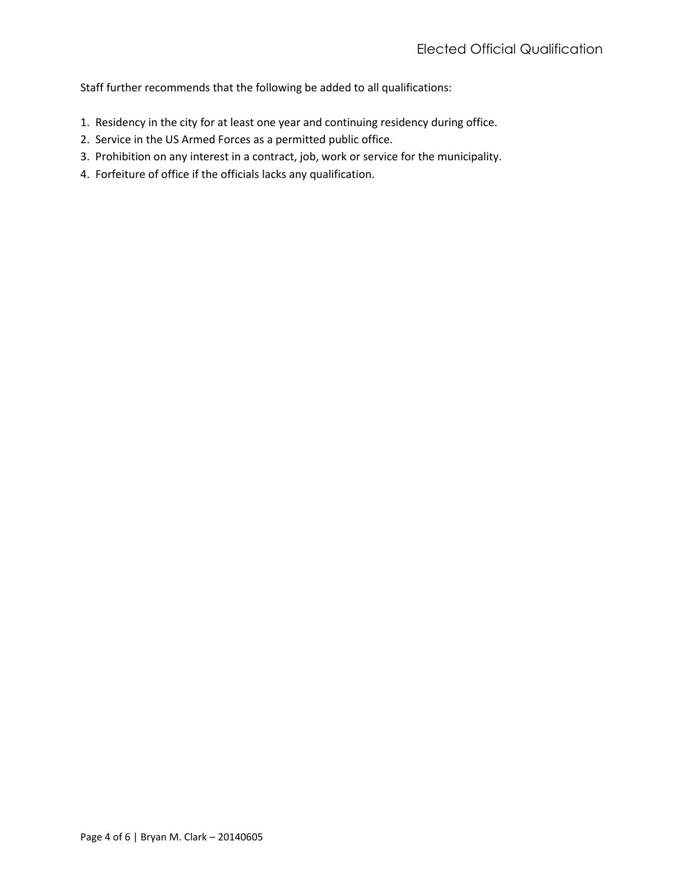Staff further recommends that the following be added to all qualifications:

1. Residency in the city for at least one year and continuing residency during office.
2. Service in the US Armed Forces as a permitted public office.
3. Prohibition on any interest in a contract, job, work or service for the municipality.
4. Forfeiture of office if the officials lacks any qualification.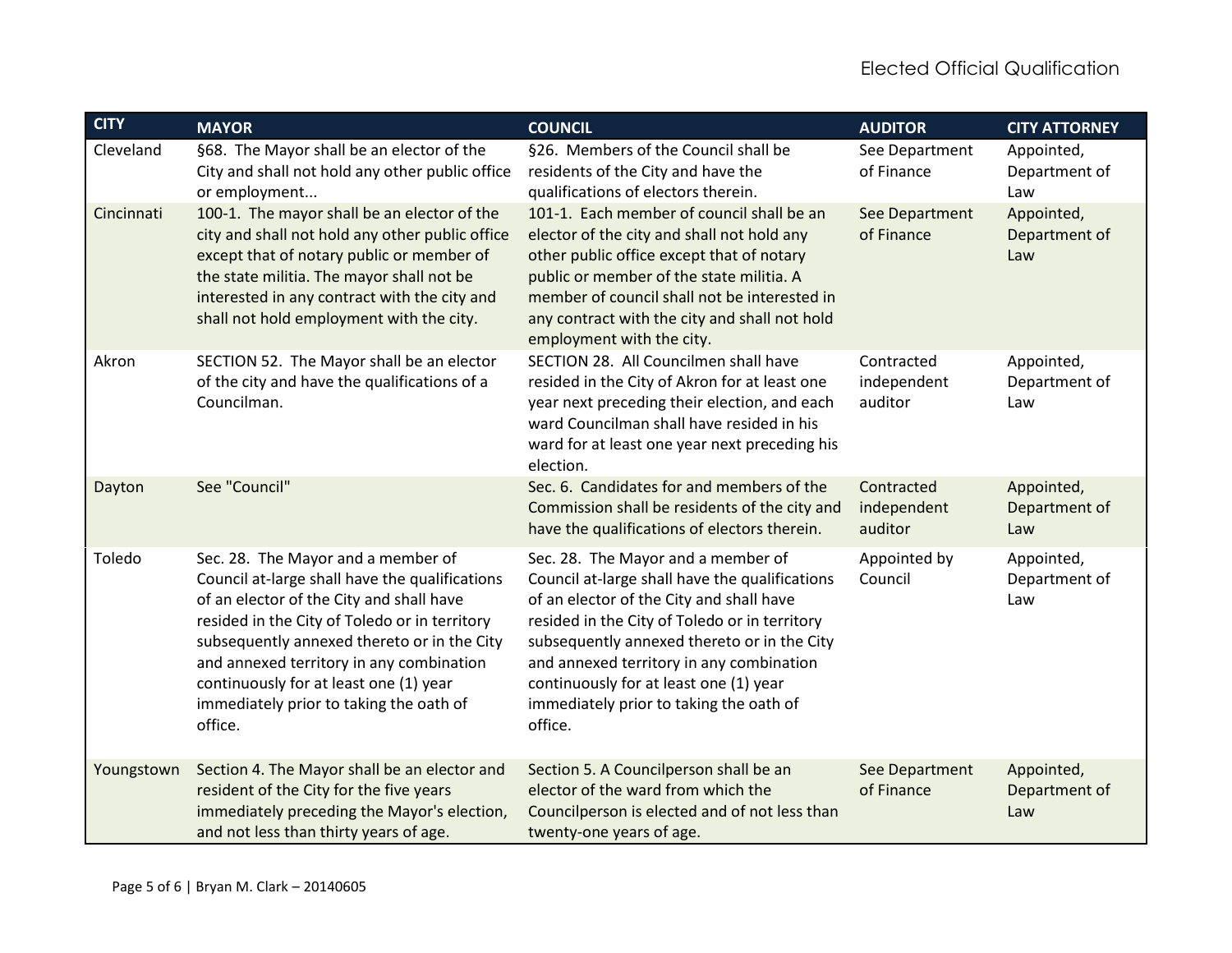| CITY | MAYOR | COUNCIL | AUDITOR | CITY ATTORNEY |
|---|---|---|---|---|
| Cleveland | §68. The Mayor shall be an elector of the City and shall not hold any other public office or employment... | §26. Members of the Council shall be residents of the City and have the qualifications of electors therein. | See Department of Finance | Appointed, Department of Law |
| Cincinnati | 100-1. The mayor shall be an elector of the city and shall not hold any other public office except that of notary public or member of the state militia. The mayor shall not be interested in any contract with the city and shall not hold employment with the city. | 101-1. Each member of council shall be an elector of the city and shall not hold any other public office except that of notary public or member of the state militia. A member of council shall not be interested in any contract with the city and shall not hold employment with the city. | See Department of Finance | Appointed, Department of Law |
| Akron | SECTION 52. The Mayor shall be an elector of the city and have the qualifications of a Councilman. | SECTION 28. All Councilmen shall have resided in the City of Akron for at least one year next preceding their election, and each ward Councilman shall have resided in his ward for at least one year next preceding his election. | Contracted independent auditor | Appointed, Department of Law |
| Dayton | See "Council" | Sec. 6. Candidates for and members of the Commission shall be residents of the city and have the qualifications of electors therein. | Contracted independent auditor | Appointed, Department of Law |
| Toledo | Sec. 28. The Mayor and a member of Council at-large shall have the qualifications of an elector of the City and shall have resided in the City of Toledo or in territory subsequently annexed thereto or in the City and annexed territory in any combination continuously for at least one (1) year immediately prior to taking the oath of office. | Sec. 28. The Mayor and a member of Council at-large shall have the qualifications of an elector of the City and shall have resided in the City of Toledo or in territory subsequently annexed thereto or in the City and annexed territory in any combination continuously for at least one (1) year immediately prior to taking the oath of office. | Appointed by Council | Appointed, Department of Law |
| Youngstown | Section 4. The Mayor shall be an elector and resident of the City for the five years immediately preceding the Mayor's election, and not less than thirty years of age. | Section 5. A Councilperson shall be an elector of the ward from which the Councilperson is elected and of not less than twenty-one years of age. | See Department of Finance | Appointed, Department of Law |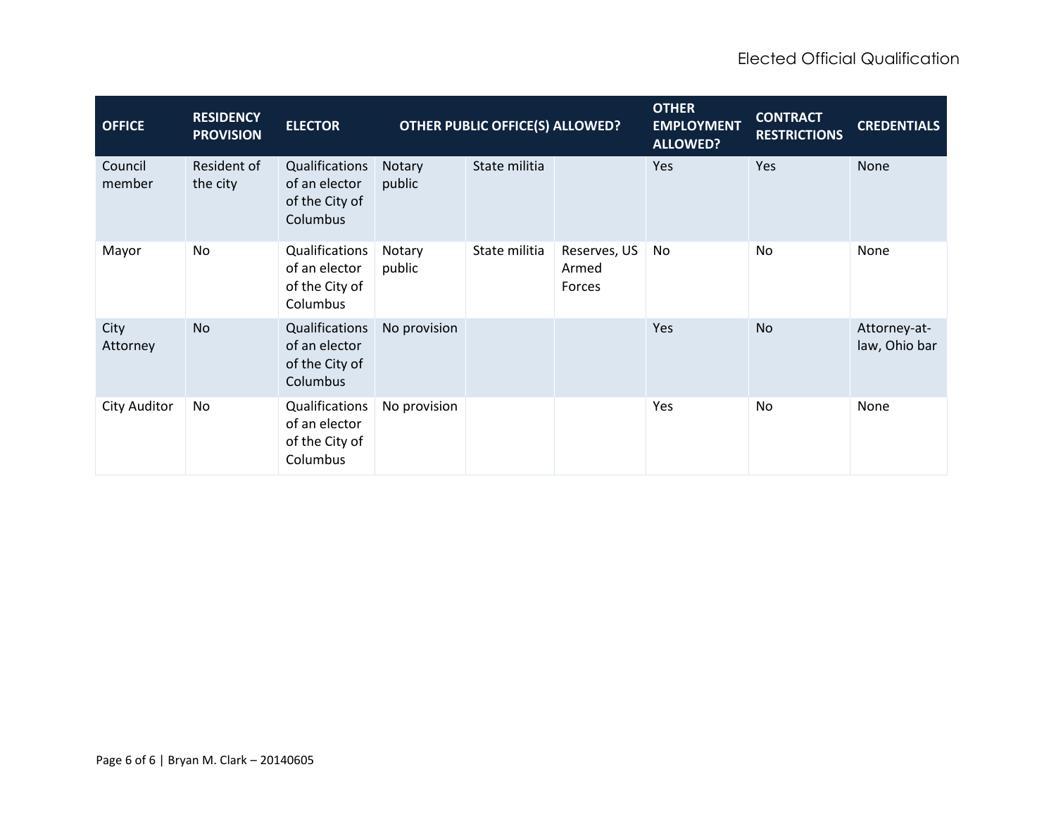| OFFICE | RESIDENCY PROVISION | ELECTOR | OTHER PUBLIC OFFICE(S) ALLOWED? | | | OTHER EMPLOYMENT ALLOWED? | CONTRACT RESTRICTIONS | CREDENTIALS |
|---|---|---|---|---|---|---|---|---|
| Council member | Resident of the city | Qualifications of an elector of the City of Columbus | Notary public | State militia | | Yes | Yes | None |
| Mayor | No | Qualifications of an elector of the City of Columbus | Notary public | State militia | Reserves, US Armed Forces | No | No | None |
| City Attorney | No | Qualifications of an elector of the City of Columbus | No provision | | | Yes | No | Attorney-at-law, Ohio bar |
| City Auditor | No | Qualifications of an elector of the City of Columbus | No provision | | | Yes | No | None |